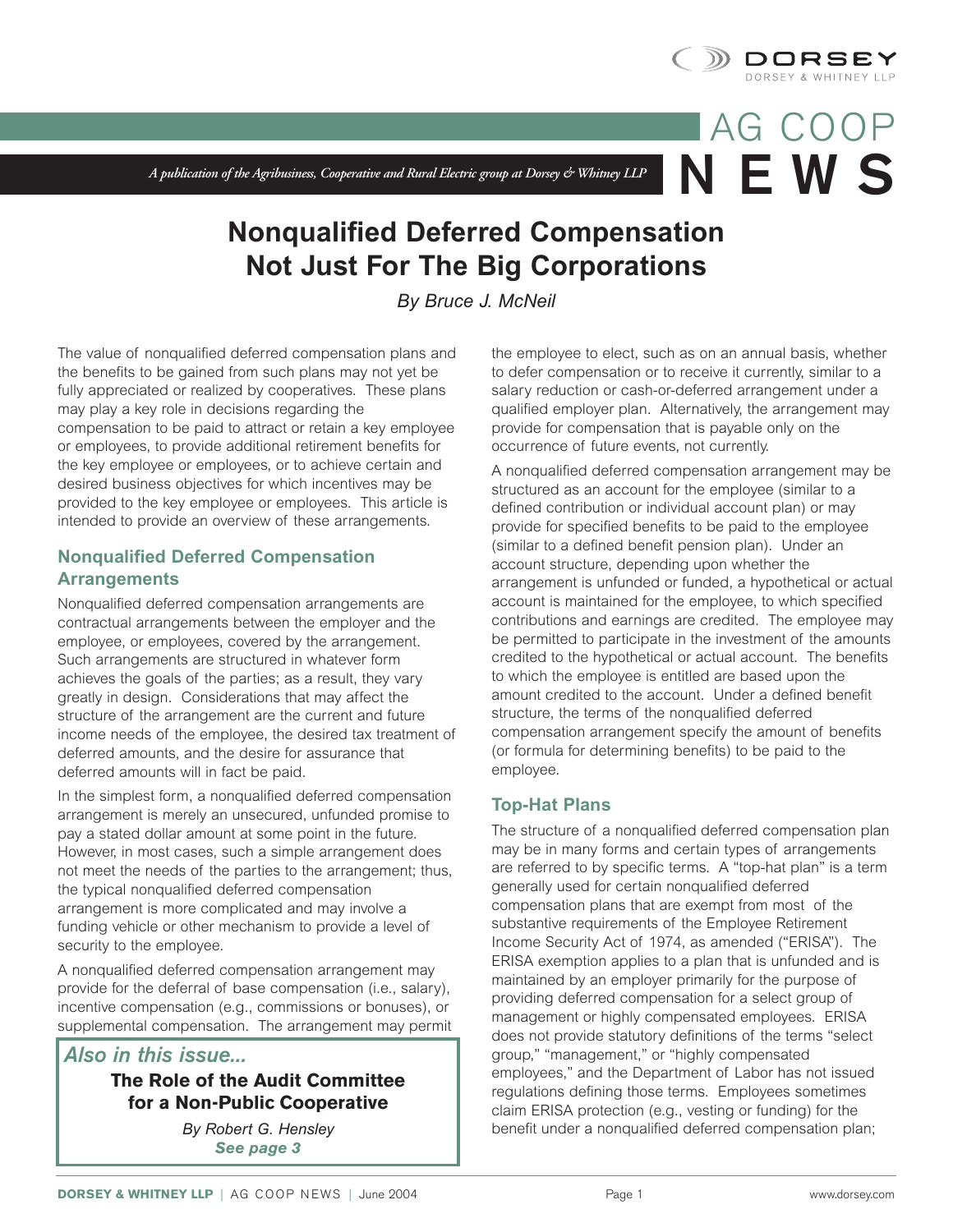DORSEY
DORSEY & WHITNEY LLP

AG COOP **NEWS**

*A publication of the Agribusiness, Cooperative and Rural Electric group at Dorsey & Whitney LLP*

# Nonqualified Deferred Compensation Not Just For The Big Corporations

*By Bruce J. McNeil*

The value of nonqualified deferred compensation plans and the benefits to be gained from such plans may not yet be fully appreciated or realized by cooperatives. These plans may play a key role in decisions regarding the compensation to be paid to attract or retain a key employee or employees, to provide additional retirement benefits for the key employee or employees, or to achieve certain and desired business objectives for which incentives may be provided to the key employee or employees. This article is intended to provide an overview of these arrangements.

## Nonqualified Deferred Compensation Arrangements

Nonqualified deferred compensation arrangements are contractual arrangements between the employer and the employee, or employees, covered by the arrangement. Such arrangements are structured in whatever form achieves the goals of the parties; as a result, they vary greatly in design. Considerations that may affect the structure of the arrangement are the current and future income needs of the employee, the desired tax treatment of deferred amounts, and the desire for assurance that deferred amounts will in fact be paid.

In the simplest form, a nonqualified deferred compensation arrangement is merely an unsecured, unfunded promise to pay a stated dollar amount at some point in the future. However, in most cases, such a simple arrangement does not meet the needs of the parties to the arrangement; thus, the typical nonqualified deferred compensation arrangement is more complicated and may involve a funding vehicle or other mechanism to provide a level of security to the employee.

A nonqualified deferred compensation arrangement may provide for the deferral of base compensation (i.e., salary), incentive compensation (e.g., commissions or bonuses), or supplemental compensation. The arrangement may permit the employee to elect, such as on an annual basis, whether to defer compensation or to receive it currently, similar to a salary reduction or cash-or-deferred arrangement under a qualified employer plan. Alternatively, the arrangement may provide for compensation that is payable only on the occurrence of future events, not currently.

A nonqualified deferred compensation arrangement may be structured as an account for the employee (similar to a defined contribution or individual account plan) or may provide for specified benefits to be paid to the employee (similar to a defined benefit pension plan). Under an account structure, depending upon whether the arrangement is unfunded or funded, a hypothetical or actual account is maintained for the employee, to which specified contributions and earnings are credited. The employee may be permitted to participate in the investment of the amounts credited to the hypothetical or actual account. The benefits to which the employee is entitled are based upon the amount credited to the account. Under a defined benefit structure, the terms of the nonqualified deferred compensation arrangement specify the amount of benefits (or formula for determining benefits) to be paid to the employee.

## Top-Hat Plans

The structure of a nonqualified deferred compensation plan may be in many forms and certain types of arrangements are referred to by specific terms. A "top-hat plan" is a term generally used for certain nonqualified deferred compensation plans that are exempt from most of the substantive requirements of the Employee Retirement Income Security Act of 1974, as amended ("ERISA"). The ERISA exemption applies to a plan that is unfunded and is maintained by an employer primarily for the purpose of providing deferred compensation for a select group of management or highly compensated employees. ERISA does not provide statutory definitions of the terms "select group," "management," or "highly compensated employees," and the Department of Labor has not issued regulations defining those terms. Employees sometimes claim ERISA protection (e.g., vesting or funding) for the benefit under a nonqualified deferred compensation plan;

---

***Also in this issue...***

**The Role of the Audit Committee for a Non-Public Cooperative**

*By Robert G. Hensley*
***See page 3***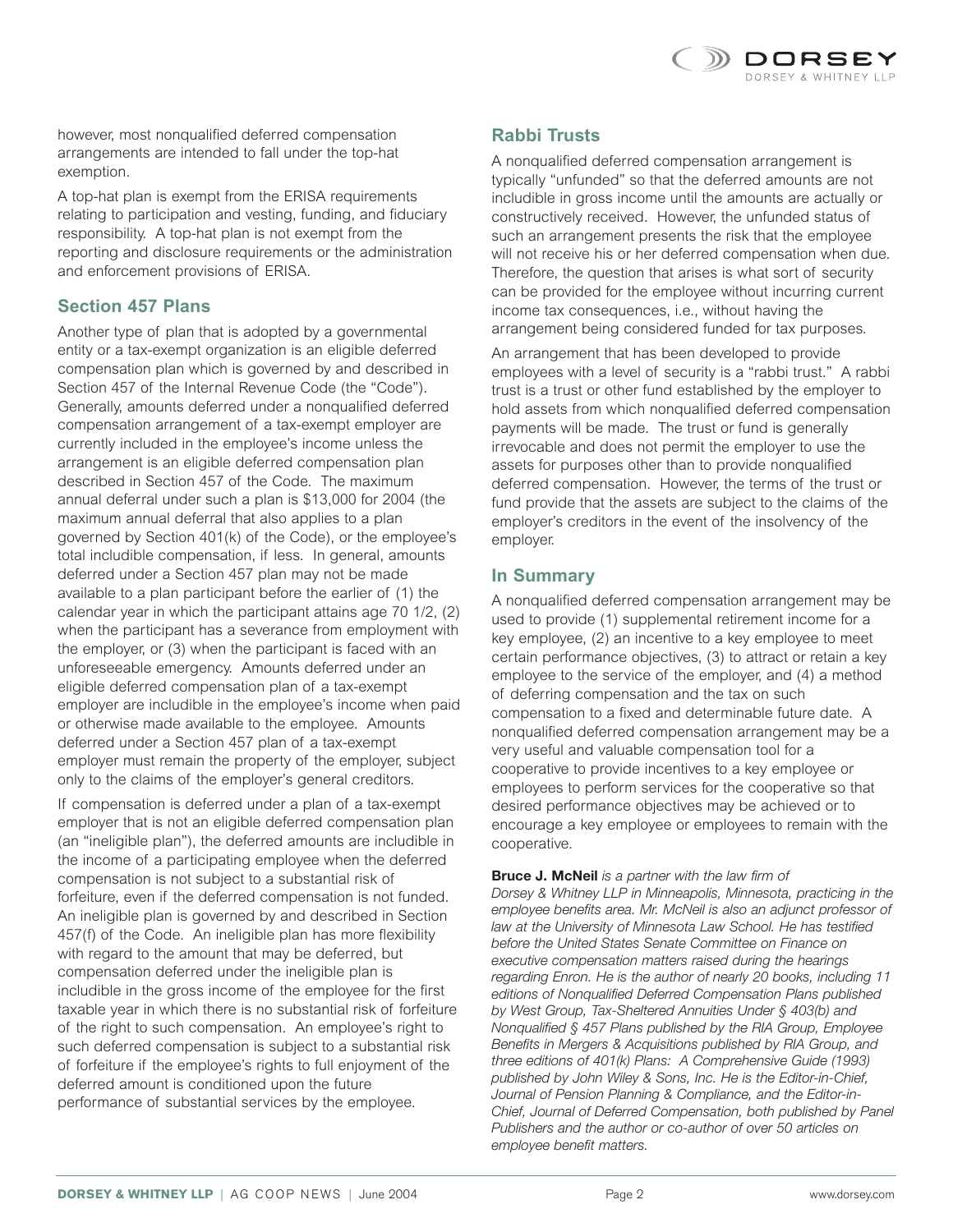however, most nonqualified deferred compensation arrangements are intended to fall under the top-hat exemption.

A top-hat plan is exempt from the ERISA requirements relating to participation and vesting, funding, and fiduciary responsibility. A top-hat plan is not exempt from the reporting and disclosure requirements or the administration and enforcement provisions of ERISA.

## Section 457 Plans

Another type of plan that is adopted by a governmental entity or a tax-exempt organization is an eligible deferred compensation plan which is governed by and described in Section 457 of the Internal Revenue Code (the "Code"). Generally, amounts deferred under a nonqualified deferred compensation arrangement of a tax-exempt employer are currently included in the employee's income unless the arrangement is an eligible deferred compensation plan described in Section 457 of the Code. The maximum annual deferral under such a plan is $13,000 for 2004 (the maximum annual deferral that also applies to a plan governed by Section 401(k) of the Code), or the employee's total includible compensation, if less. In general, amounts deferred under a Section 457 plan may not be made available to a plan participant before the earlier of (1) the calendar year in which the participant attains age 70 1/2, (2) when the participant has a severance from employment with the employer, or (3) when the participant is faced with an unforeseeable emergency. Amounts deferred under an eligible deferred compensation plan of a tax-exempt employer are includible in the employee's income when paid or otherwise made available to the employee. Amounts deferred under a Section 457 plan of a tax-exempt employer must remain the property of the employer, subject only to the claims of the employer's general creditors.

If compensation is deferred under a plan of a tax-exempt employer that is not an eligible deferred compensation plan (an "ineligible plan"), the deferred amounts are includible in the income of a participating employee when the deferred compensation is not subject to a substantial risk of forfeiture, even if the deferred compensation is not funded. An ineligible plan is governed by and described in Section 457(f) of the Code. An ineligible plan has more flexibility with regard to the amount that may be deferred, but compensation deferred under the ineligible plan is includible in the gross income of the employee for the first taxable year in which there is no substantial risk of forfeiture of the right to such compensation. An employee's right to such deferred compensation is subject to a substantial risk of forfeiture if the employee's rights to full enjoyment of the deferred amount is conditioned upon the future performance of substantial services by the employee.

## Rabbi Trusts

A nonqualified deferred compensation arrangement is typically "unfunded" so that the deferred amounts are not includible in gross income until the amounts are actually or constructively received. However, the unfunded status of such an arrangement presents the risk that the employee will not receive his or her deferred compensation when due. Therefore, the question that arises is what sort of security can be provided for the employee without incurring current income tax consequences, i.e., without having the arrangement being considered funded for tax purposes.

An arrangement that has been developed to provide employees with a level of security is a "rabbi trust." A rabbi trust is a trust or other fund established by the employer to hold assets from which nonqualified deferred compensation payments will be made. The trust or fund is generally irrevocable and does not permit the employer to use the assets for purposes other than to provide nonqualified deferred compensation. However, the terms of the trust or fund provide that the assets are subject to the claims of the employer's creditors in the event of the insolvency of the employer.

## In Summary

A nonqualified deferred compensation arrangement may be used to provide (1) supplemental retirement income for a key employee, (2) an incentive to a key employee to meet certain performance objectives, (3) to attract or retain a key employee to the service of the employer, and (4) a method of deferring compensation and the tax on such compensation to a fixed and determinable future date. A nonqualified deferred compensation arrangement may be a very useful and valuable compensation tool for a cooperative to provide incentives to a key employee or employees to perform services for the cooperative so that desired performance objectives may be achieved or to encourage a key employee or employees to remain with the cooperative.

**Bruce J. McNeil** *is a partner with the law firm of Dorsey & Whitney LLP in Minneapolis, Minnesota, practicing in the employee benefits area. Mr. McNeil is also an adjunct professor of law at the University of Minnesota Law School. He has testified before the United States Senate Committee on Finance on executive compensation matters raised during the hearings regarding Enron. He is the author of nearly 20 books, including 11 editions of Nonqualified Deferred Compensation Plans published by West Group, Tax-Sheltered Annuities Under § 403(b) and Nonqualified § 457 Plans published by the RIA Group, Employee Benefits in Mergers & Acquisitions published by RIA Group, and three editions of 401(k) Plans: A Comprehensive Guide (1993) published by John Wiley & Sons, Inc. He is the Editor-in-Chief, Journal of Pension Planning & Compliance, and the Editor-in-Chief, Journal of Deferred Compensation, both published by Panel Publishers and the author or co-author of over 50 articles on employee benefit matters.*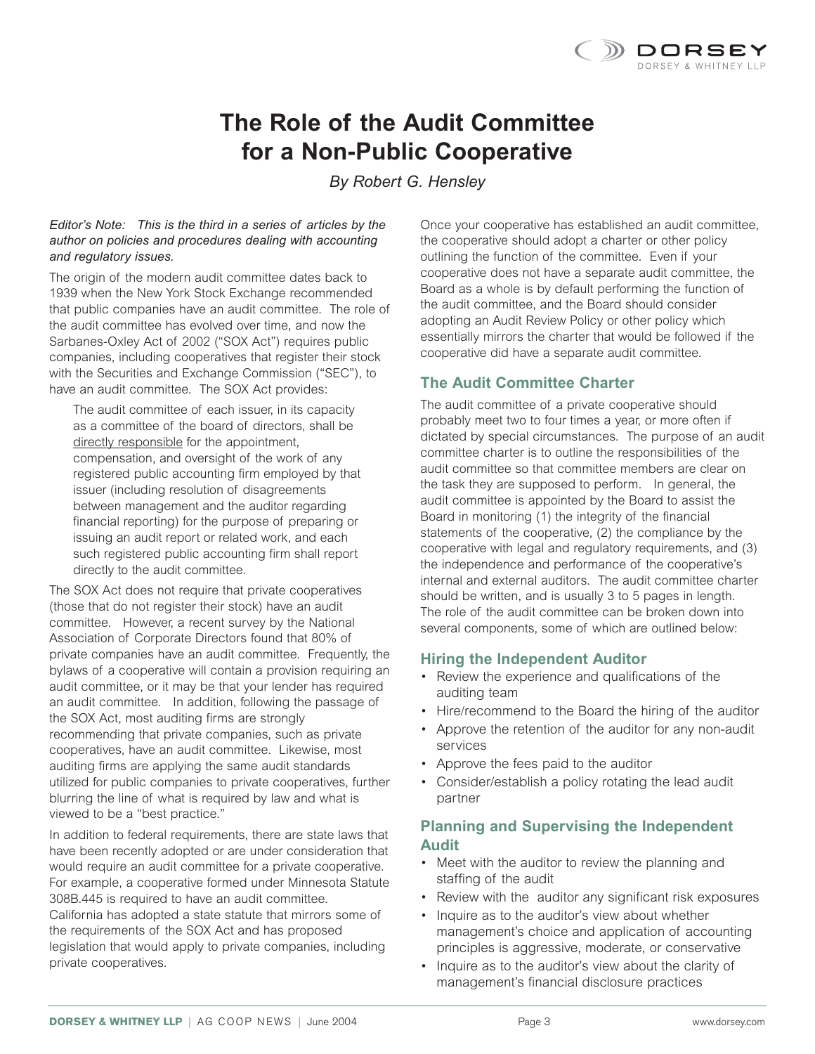# The Role of the Audit Committee for a Non-Public Cooperative

*By Robert G. Hensley*

*Editor's Note: This is the third in a series of articles by the author on policies and procedures dealing with accounting and regulatory issues.*

The origin of the modern audit committee dates back to 1939 when the New York Stock Exchange recommended that public companies have an audit committee. The role of the audit committee has evolved over time, and now the Sarbanes-Oxley Act of 2002 ("SOX Act") requires public companies, including cooperatives that register their stock with the Securities and Exchange Commission ("SEC"), to have an audit committee. The SOX Act provides:

> The audit committee of each issuer, in its capacity as a committee of the board of directors, shall be <u>directly responsible</u> for the appointment, compensation, and oversight of the work of any registered public accounting firm employed by that issuer (including resolution of disagreements between management and the auditor regarding financial reporting) for the purpose of preparing or issuing an audit report or related work, and each such registered public accounting firm shall report directly to the audit committee.

The SOX Act does not require that private cooperatives (those that do not register their stock) have an audit committee. However, a recent survey by the National Association of Corporate Directors found that 80% of private companies have an audit committee. Frequently, the bylaws of a cooperative will contain a provision requiring an audit committee, or it may be that your lender has required an audit committee. In addition, following the passage of the SOX Act, most auditing firms are strongly recommending that private companies, such as private cooperatives, have an audit committee. Likewise, most auditing firms are applying the same audit standards utilized for public companies to private cooperatives, further blurring the line of what is required by law and what is viewed to be a "best practice."

In addition to federal requirements, there are state laws that have been recently adopted or are under consideration that would require an audit committee for a private cooperative. For example, a cooperative formed under Minnesota Statute 308B.445 is required to have an audit committee. California has adopted a state statute that mirrors some of the requirements of the SOX Act and has proposed legislation that would apply to private companies, including private cooperatives.

Once your cooperative has established an audit committee, the cooperative should adopt a charter or other policy outlining the function of the committee. Even if your cooperative does not have a separate audit committee, the Board as a whole is by default performing the function of the audit committee, and the Board should consider adopting an Audit Review Policy or other policy which essentially mirrors the charter that would be followed if the cooperative did have a separate audit committee.

## The Audit Committee Charter

The audit committee of a private cooperative should probably meet two to four times a year, or more often if dictated by special circumstances. The purpose of an audit committee charter is to outline the responsibilities of the audit committee so that committee members are clear on the task they are supposed to perform. In general, the audit committee is appointed by the Board to assist the Board in monitoring (1) the integrity of the financial statements of the cooperative, (2) the compliance by the cooperative with legal and regulatory requirements, and (3) the independence and performance of the cooperative's internal and external auditors. The audit committee charter should be written, and is usually 3 to 5 pages in length. The role of the audit committee can be broken down into several components, some of which are outlined below:

## Hiring the Independent Auditor

- Review the experience and qualifications of the auditing team
- Hire/recommend to the Board the hiring of the auditor
- Approve the retention of the auditor for any non-audit services
- Approve the fees paid to the auditor
- Consider/establish a policy rotating the lead audit partner

## Planning and Supervising the Independent Audit

- Meet with the auditor to review the planning and staffing of the audit
- Review with the auditor any significant risk exposures
- Inquire as to the auditor's view about whether management's choice and application of accounting principles is aggressive, moderate, or conservative
- Inquire as to the auditor's view about the clarity of management's financial disclosure practices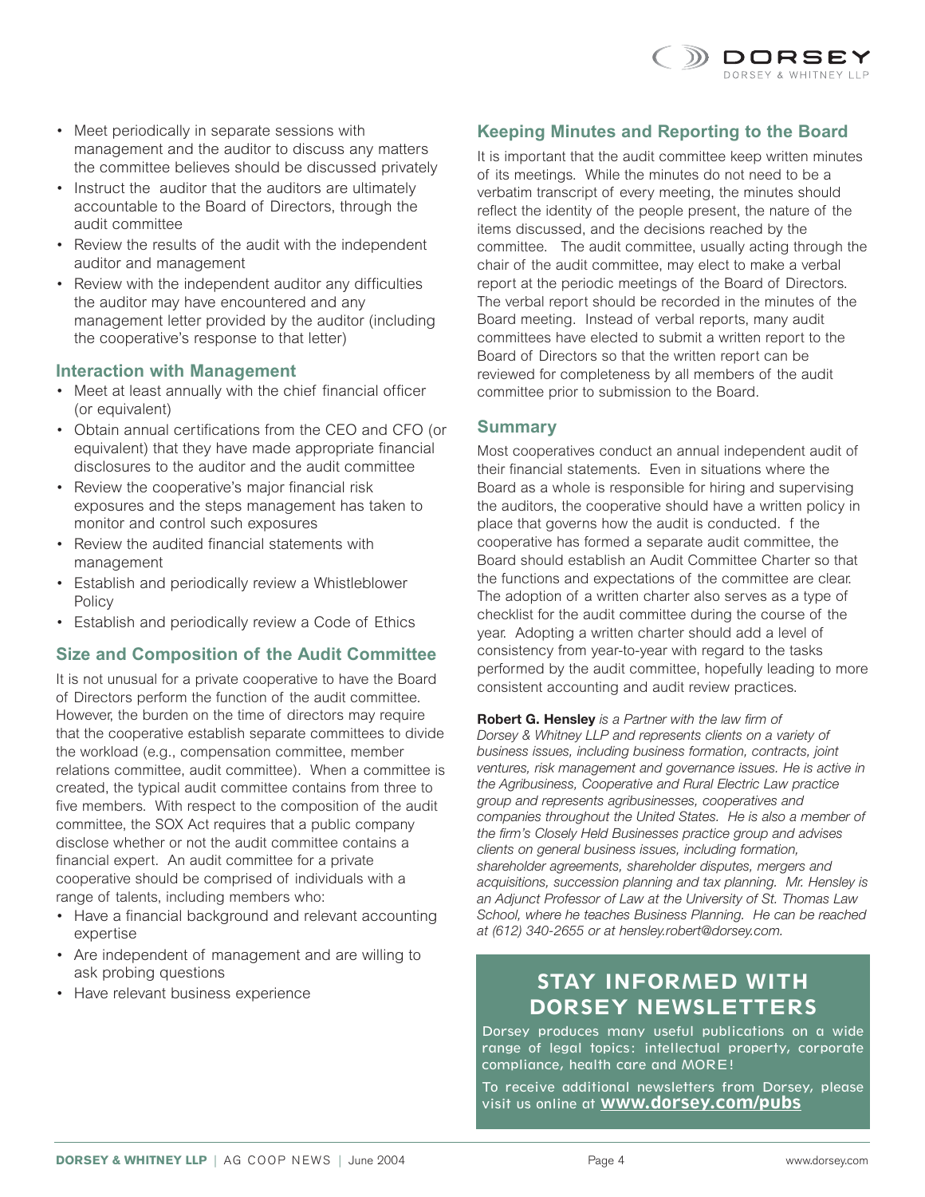- Meet periodically in separate sessions with management and the auditor to discuss any matters the committee believes should be discussed privately
- Instruct the auditor that the auditors are ultimately accountable to the Board of Directors, through the audit committee
- Review the results of the audit with the independent auditor and management
- Review with the independent auditor any difficulties the auditor may have encountered and any management letter provided by the auditor (including the cooperative's response to that letter)

### Interaction with Management

- Meet at least annually with the chief financial officer (or equivalent)
- Obtain annual certifications from the CEO and CFO (or equivalent) that they have made appropriate financial disclosures to the auditor and the audit committee
- Review the cooperative's major financial risk exposures and the steps management has taken to monitor and control such exposures
- Review the audited financial statements with management
- Establish and periodically review a Whistleblower Policy
- Establish and periodically review a Code of Ethics

## Size and Composition of the Audit Committee

It is not unusual for a private cooperative to have the Board of Directors perform the function of the audit committee. However, the burden on the time of directors may require that the cooperative establish separate committees to divide the workload (e.g., compensation committee, member relations committee, audit committee). When a committee is created, the typical audit committee contains from three to five members. With respect to the composition of the audit committee, the SOX Act requires that a public company disclose whether or not the audit committee contains a financial expert. An audit committee for a private cooperative should be comprised of individuals with a range of talents, including members who:

- Have a financial background and relevant accounting expertise
- Are independent of management and are willing to ask probing questions
- Have relevant business experience

## Keeping Minutes and Reporting to the Board

It is important that the audit committee keep written minutes of its meetings. While the minutes do not need to be a verbatim transcript of every meeting, the minutes should reflect the identity of the people present, the nature of the items discussed, and the decisions reached by the committee. The audit committee, usually acting through the chair of the audit committee, may elect to make a verbal report at the periodic meetings of the Board of Directors. The verbal report should be recorded in the minutes of the Board meeting. Instead of verbal reports, many audit committees have elected to submit a written report to the Board of Directors so that the written report can be reviewed for completeness by all members of the audit committee prior to submission to the Board.

## Summary

Most cooperatives conduct an annual independent audit of their financial statements. Even in situations where the Board as a whole is responsible for hiring and supervising the auditors, the cooperative should have a written policy in place that governs how the audit is conducted. f the cooperative has formed a separate audit committee, the Board should establish an Audit Committee Charter so that the functions and expectations of the committee are clear. The adoption of a written charter also serves as a type of checklist for the audit committee during the course of the year. Adopting a written charter should add a level of consistency from year-to-year with regard to the tasks performed by the audit committee, hopefully leading to more consistent accounting and audit review practices.

**Robert G. Hensley** *is a Partner with the law firm of Dorsey & Whitney LLP and represents clients on a variety of business issues, including business formation, contracts, joint ventures, risk management and governance issues. He is active in the Agribusiness, Cooperative and Rural Electric Law practice group and represents agribusinesses, cooperatives and companies throughout the United States. He is also a member of the firm's Closely Held Businesses practice group and advises clients on general business issues, including formation, shareholder agreements, shareholder disputes, mergers and acquisitions, succession planning and tax planning. Mr. Hensley is an Adjunct Professor of Law at the University of St. Thomas Law School, where he teaches Business Planning. He can be reached at (612) 340-2655 or at hensley.robert@dorsey.com.*

## STAY INFORMED WITH DORSEY NEWSLETTERS

Dorsey produces many useful publications on a wide range of legal topics: intellectual property, corporate compliance, health care and MORE!

To receive additional newsletters from Dorsey, please visit us online at **www.dorsey.com/pubs**